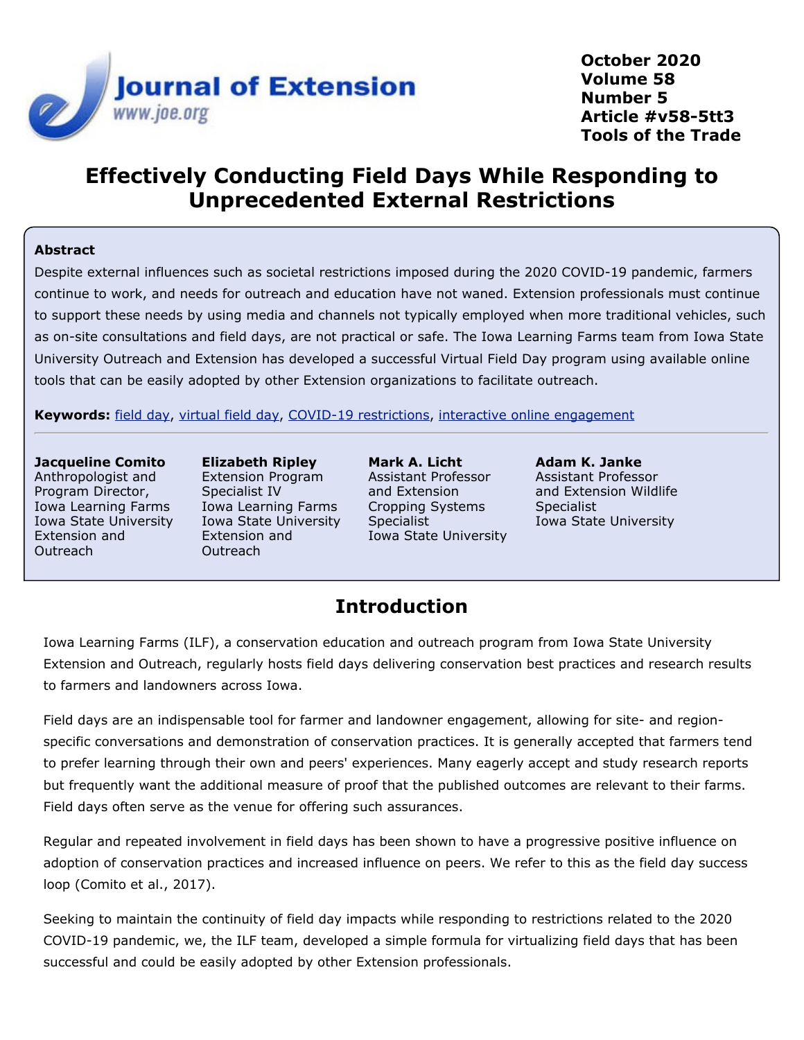October 2020
Volume 58
Number 5
Article #v58-5tt3
Tools of the Trade

# Effectively Conducting Field Days While Responding to Unprecedented External Restrictions

**Abstract**

Despite external influences such as societal restrictions imposed during the 2020 COVID-19 pandemic, farmers continue to work, and needs for outreach and education have not waned. Extension professionals must continue to support these needs by using media and channels not typically employed when more traditional vehicles, such as on-site consultations and field days, are not practical or safe. The Iowa Learning Farms team from Iowa State University Outreach and Extension has developed a successful Virtual Field Day program using available online tools that can be easily adopted by other Extension organizations to facilitate outreach.

**Keywords:** field day, virtual field day, COVID-19 restrictions, interactive online engagement

**Jacqueline Comito**
Anthropologist and Program Director, Iowa Learning Farms
Iowa State University Extension and Outreach

**Elizabeth Ripley**
Extension Program Specialist IV
Iowa Learning Farms
Iowa State University Extension and Outreach

**Mark A. Licht**
Assistant Professor and Extension Cropping Systems Specialist
Iowa State University

**Adam K. Janke**
Assistant Professor and Extension Wildlife Specialist
Iowa State University

## Introduction

Iowa Learning Farms (ILF), a conservation education and outreach program from Iowa State University Extension and Outreach, regularly hosts field days delivering conservation best practices and research results to farmers and landowners across Iowa.

Field days are an indispensable tool for farmer and landowner engagement, allowing for site- and region-specific conversations and demonstration of conservation practices. It is generally accepted that farmers tend to prefer learning through their own and peers' experiences. Many eagerly accept and study research reports but frequently want the additional measure of proof that the published outcomes are relevant to their farms. Field days often serve as the venue for offering such assurances.

Regular and repeated involvement in field days has been shown to have a progressive positive influence on adoption of conservation practices and increased influence on peers. We refer to this as the field day success loop (Comito et al., 2017).

Seeking to maintain the continuity of field day impacts while responding to restrictions related to the 2020 COVID-19 pandemic, we, the ILF team, developed a simple formula for virtualizing field days that has been successful and could be easily adopted by other Extension professionals.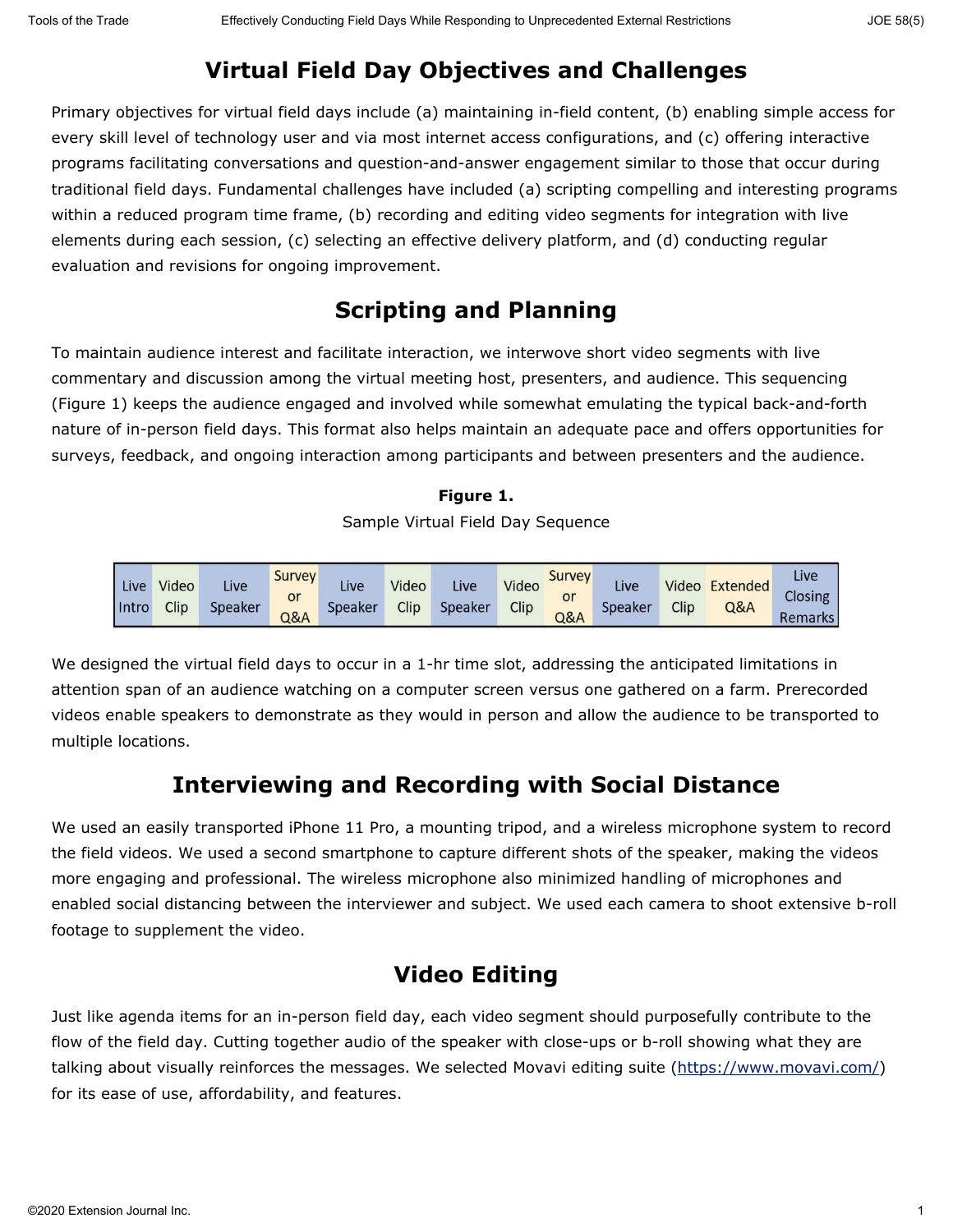## Virtual Field Day Objectives and Challenges

Primary objectives for virtual field days include (a) maintaining in-field content, (b) enabling simple access for every skill level of technology user and via most internet access configurations, and (c) offering interactive programs facilitating conversations and question-and-answer engagement similar to those that occur during traditional field days. Fundamental challenges have included (a) scripting compelling and interesting programs within a reduced program time frame, (b) recording and editing video segments for integration with live elements during each session, (c) selecting an effective delivery platform, and (d) conducting regular evaluation and revisions for ongoing improvement.

## Scripting and Planning

To maintain audience interest and facilitate interaction, we interwove short video segments with live commentary and discussion among the virtual meeting host, presenters, and audience. This sequencing (Figure 1) keeps the audience engaged and involved while somewhat emulating the typical back-and-forth nature of in-person field days. This format also helps maintain an adequate pace and offers opportunities for surveys, feedback, and ongoing interaction among participants and between presenters and the audience.

**Figure 1.**

Sample Virtual Field Day Sequence

| | | | | | | | | | | | | |
|---|---|---|---|---|---|---|---|---|---|---|---|---|
| Live Intro | Video Clip | Live Speaker | Survey or Q&A | Live Speaker | Video Clip | Live Speaker | Video Clip | Survey or Q&A | Live Speaker | Video Clip | Extended Q&A | Live Closing Remarks |

We designed the virtual field days to occur in a 1-hr time slot, addressing the anticipated limitations in attention span of an audience watching on a computer screen versus one gathered on a farm. Prerecorded videos enable speakers to demonstrate as they would in person and allow the audience to be transported to multiple locations.

## Interviewing and Recording with Social Distance

We used an easily transported iPhone 11 Pro, a mounting tripod, and a wireless microphone system to record the field videos. We used a second smartphone to capture different shots of the speaker, making the videos more engaging and professional. The wireless microphone also minimized handling of microphones and enabled social distancing between the interviewer and subject. We used each camera to shoot extensive b-roll footage to supplement the video.

## Video Editing

Just like agenda items for an in-person field day, each video segment should purposefully contribute to the flow of the field day. Cutting together audio of the speaker with close-ups or b-roll showing what they are talking about visually reinforces the messages. We selected Movavi editing suite (https://www.movavi.com/) for its ease of use, affordability, and features.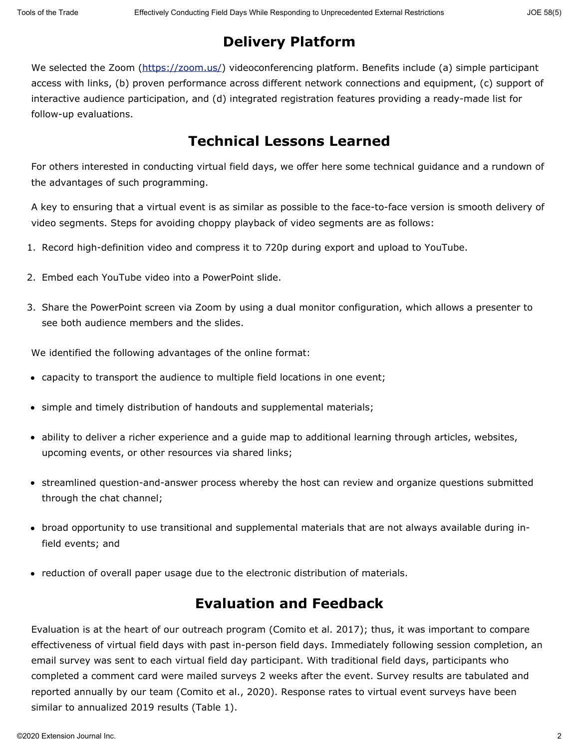## Delivery Platform

We selected the Zoom (https://zoom.us/) videoconferencing platform. Benefits include (a) simple participant access with links, (b) proven performance across different network connections and equipment, (c) support of interactive audience participation, and (d) integrated registration features providing a ready-made list for follow-up evaluations.

## Technical Lessons Learned

For others interested in conducting virtual field days, we offer here some technical guidance and a rundown of the advantages of such programming.

A key to ensuring that a virtual event is as similar as possible to the face-to-face version is smooth delivery of video segments. Steps for avoiding choppy playback of video segments are as follows:

1. Record high-definition video and compress it to 720p during export and upload to YouTube.
2. Embed each YouTube video into a PowerPoint slide.
3. Share the PowerPoint screen via Zoom by using a dual monitor configuration, which allows a presenter to see both audience members and the slides.

We identified the following advantages of the online format:

- capacity to transport the audience to multiple field locations in one event;
- simple and timely distribution of handouts and supplemental materials;
- ability to deliver a richer experience and a guide map to additional learning through articles, websites, upcoming events, or other resources via shared links;
- streamlined question-and-answer process whereby the host can review and organize questions submitted through the chat channel;
- broad opportunity to use transitional and supplemental materials that are not always available during in-field events; and
- reduction of overall paper usage due to the electronic distribution of materials.

## Evaluation and Feedback

Evaluation is at the heart of our outreach program (Comito et al. 2017); thus, it was important to compare effectiveness of virtual field days with past in-person field days. Immediately following session completion, an email survey was sent to each virtual field day participant. With traditional field days, participants who completed a comment card were mailed surveys 2 weeks after the event. Survey results are tabulated and reported annually by our team (Comito et al., 2020). Response rates to virtual event surveys have been similar to annualized 2019 results (Table 1).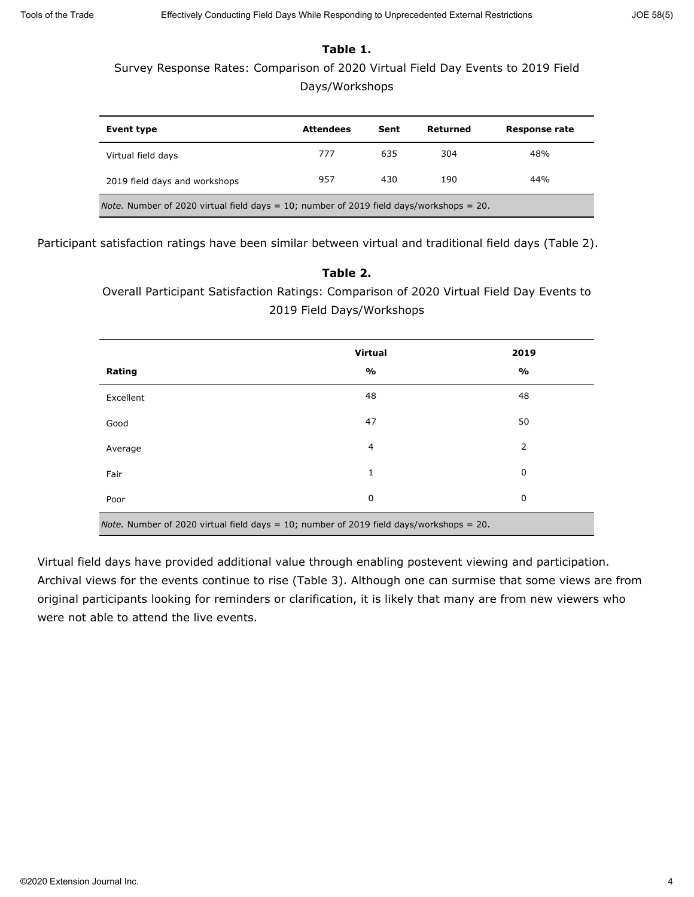**Table 1.**

Survey Response Rates: Comparison of 2020 Virtual Field Day Events to 2019 Field Days/Workshops

| Event type | Attendees | Sent | Returned | Response rate |
|---|---|---|---|---|
| Virtual field days | 777 | 635 | 304 | 48% |
| 2019 field days and workshops | 957 | 430 | 190 | 44% |

*Note.* Number of 2020 virtual field days = 10; number of 2019 field days/workshops = 20.

Participant satisfaction ratings have been similar between virtual and traditional field days (Table 2).

**Table 2.**

Overall Participant Satisfaction Ratings: Comparison of 2020 Virtual Field Day Events to 2019 Field Days/Workshops

| Rating | Virtual % | 2019 % |
|---|---|---|
| Excellent | 48 | 48 |
| Good | 47 | 50 |
| Average | 4 | 2 |
| Fair | 1 | 0 |
| Poor | 0 | 0 |

*Note.* Number of 2020 virtual field days = 10; number of 2019 field days/workshops = 20.

Virtual field days have provided additional value through enabling postevent viewing and participation. Archival views for the events continue to rise (Table 3). Although one can surmise that some views are from original participants looking for reminders or clarification, it is likely that many are from new viewers who were not able to attend the live events.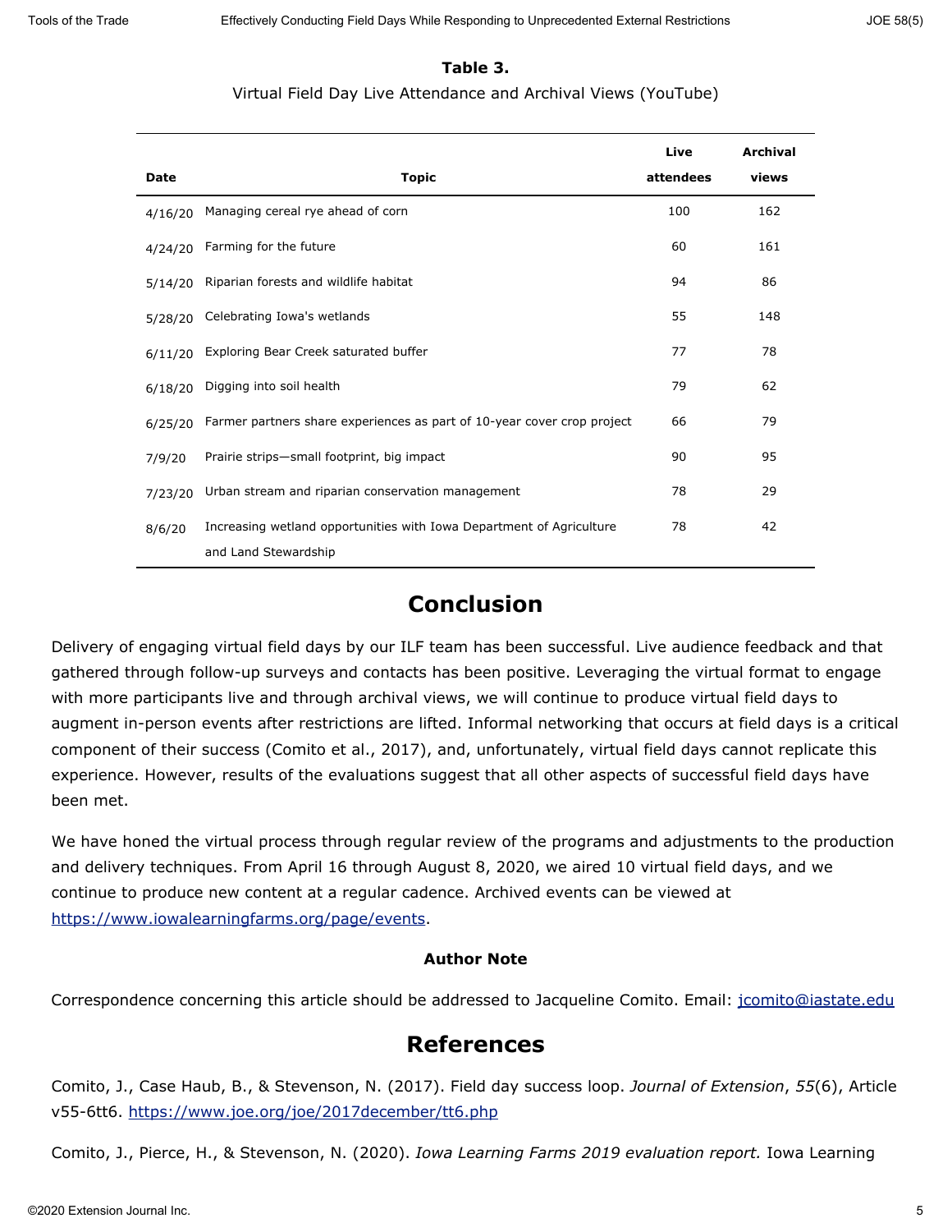**Table 3.**

Virtual Field Day Live Attendance and Archival Views (YouTube)

| Date | Topic | Live attendees | Archival views |
|---|---|---|---|
| 4/16/20 | Managing cereal rye ahead of corn | 100 | 162 |
| 4/24/20 | Farming for the future | 60 | 161 |
| 5/14/20 | Riparian forests and wildlife habitat | 94 | 86 |
| 5/28/20 | Celebrating Iowa's wetlands | 55 | 148 |
| 6/11/20 | Exploring Bear Creek saturated buffer | 77 | 78 |
| 6/18/20 | Digging into soil health | 79 | 62 |
| 6/25/20 | Farmer partners share experiences as part of 10-year cover crop project | 66 | 79 |
| 7/9/20 | Prairie strips—small footprint, big impact | 90 | 95 |
| 7/23/20 | Urban stream and riparian conservation management | 78 | 29 |
| 8/6/20 | Increasing wetland opportunities with Iowa Department of Agriculture and Land Stewardship | 78 | 42 |

## Conclusion

Delivery of engaging virtual field days by our ILF team has been successful. Live audience feedback and that gathered through follow-up surveys and contacts has been positive. Leveraging the virtual format to engage with more participants live and through archival views, we will continue to produce virtual field days to augment in-person events after restrictions are lifted. Informal networking that occurs at field days is a critical component of their success (Comito et al., 2017), and, unfortunately, virtual field days cannot replicate this experience. However, results of the evaluations suggest that all other aspects of successful field days have been met.

We have honed the virtual process through regular review of the programs and adjustments to the production and delivery techniques. From April 16 through August 8, 2020, we aired 10 virtual field days, and we continue to produce new content at a regular cadence. Archived events can be viewed at https://www.iowalearningfarms.org/page/events.

### Author Note

Correspondence concerning this article should be addressed to Jacqueline Comito. Email: jcomito@iastate.edu

## References

Comito, J., Case Haub, B., & Stevenson, N. (2017). Field day success loop. *Journal of Extension*, *55*(6), Article v55-6tt6. https://www.joe.org/joe/2017december/tt6.php

Comito, J., Pierce, H., & Stevenson, N. (2020). *Iowa Learning Farms 2019 evaluation report.* Iowa Learning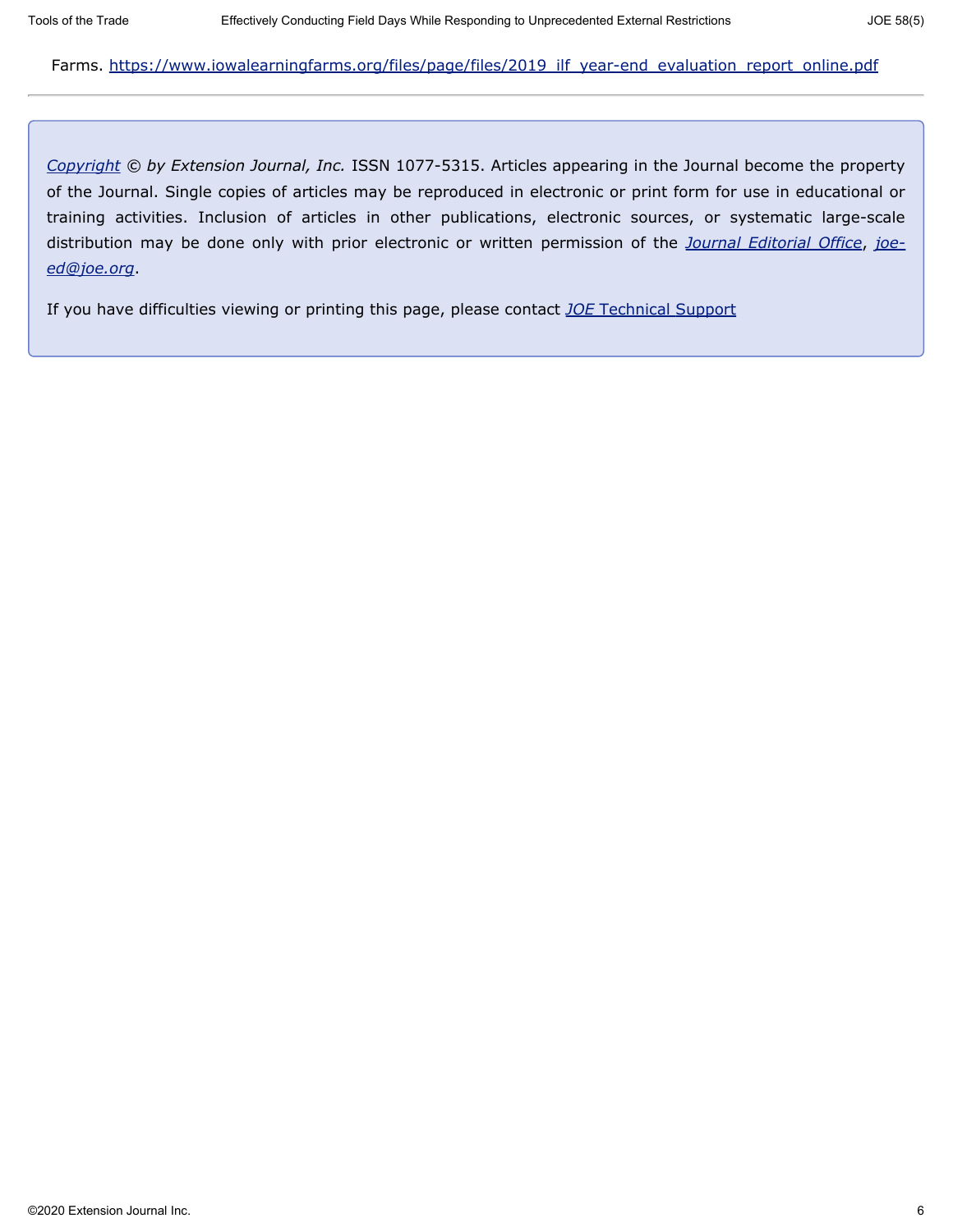Farms. https://www.iowalearningfarms.org/files/page/files/2019_ilf_year-end_evaluation_report_online.pdf

---

*Copyright* © *by Extension Journal, Inc.* ISSN 1077-5315. Articles appearing in the Journal become the property of the Journal. Single copies of articles may be reproduced in electronic or print form for use in educational or training activities. Inclusion of articles in other publications, electronic sources, or systematic large-scale distribution may be done only with prior electronic or written permission of the *Journal Editorial Office*, *joe-ed@joe.org*.

If you have difficulties viewing or printing this page, please contact *JOE* Technical Support